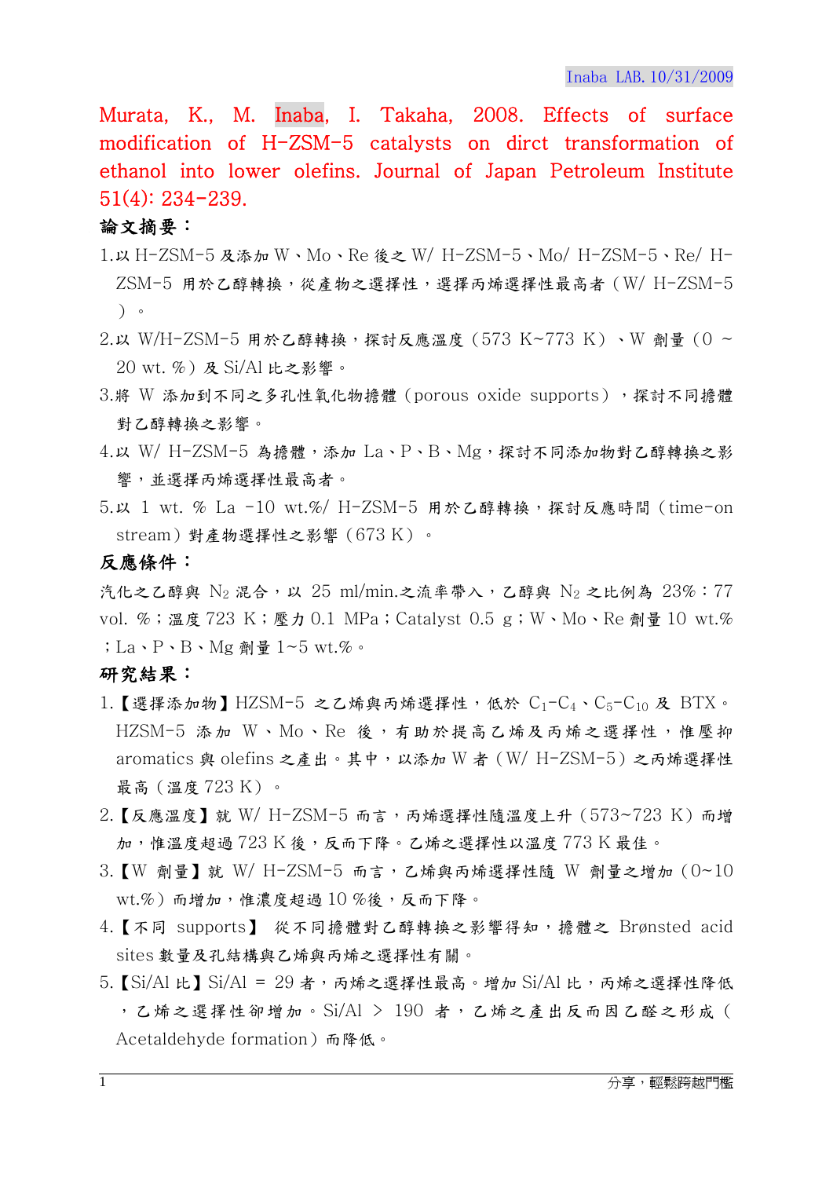Murata, K., M. Inaba, I. Takaha, 2008. Effects of surface modification of H-ZSM-5 catalysts on dirct transformation of ethanol into lower olefins. Journal of Japan Petroleum Institute 51(4): 234-239.

**論文摘要：**

1. 以 H-ZSM-5 及添加 W、Mo、Re 後之 W/ H-ZSM-5、Mo/ H-ZSM-5、Re/ H-ZSM-5 用於乙醇轉換，從產物之選擇性，選擇丙烯選擇性最高者（W/ H-ZSM-5）。
2. 以 W/H-ZSM-5 用於乙醇轉換，探討反應溫度（573 K~773 K）、W 劑量（0 ~ 20 wt. %）及 Si/Al 比之影響。
3. 將 W 添加到不同之多孔性氧化物擔體（porous oxide supports），探討不同擔體對乙醇轉換之影響。
4. 以 W/ H-ZSM-5 為擔體，添加 La、P、B、Mg，探討不同添加物對乙醇轉換之影響，並選擇丙烯選擇性最高者。
5. 以 1 wt. % La -10 wt.%/ H-ZSM-5 用於乙醇轉換，探討反應時間（time-on stream）對產物選擇性之影響（673 K）。

**反應條件：**

汽化之乙醇與 $N_2$ 混合，以 25 ml/min.之流率帶入，乙醇與 $N_2$ 之比例為 23%：77 vol. %；溫度 723 K；壓力 0.1 MPa；Catalyst 0.5 g；W、Mo、Re 劑量 10 wt.%；La、P、B、Mg 劑量 1~5 wt.%。

**研究結果：**

1. 【選擇添加物】HZSM-5 之乙烯與丙烯選擇性，低於 $C_1$-$C_4$、$C_5$-$C_{10}$ 及 BTX。HZSM-5 添加 W、Mo、Re 後，有助於提高乙烯及丙烯之選擇性，惟壓抑 aromatics 與 olefins 之產出。其中，以添加 W 者（W/ H-ZSM-5）之丙烯選擇性最高（溫度 723 K）。
2. 【反應溫度】就 W/ H-ZSM-5 而言，丙烯選擇性隨溫度上升（573~723 K）而增加，惟溫度超過 723 K 後，反而下降。乙烯之選擇性以溫度 773 K 最佳。
3. 【W 劑量】就 W/ H-ZSM-5 而言，乙烯與丙烯選擇性隨 W 劑量之增加（0~10 wt.%）而增加，惟濃度超過 10 %後，反而下降。
4. 【不同 supports】 從不同擔體對乙醇轉換之影響得知，擔體之 Brønsted acid sites 數量及孔結構與乙烯與丙烯之選擇性有關。
5. 【Si/Al 比】Si/Al = 29 者，丙烯之選擇性最高。增加 Si/Al 比，丙烯之選擇性降低，乙烯之選擇性卻增加。Si/Al > 190 者，乙烯之產出反而因乙醛之形成（Acetaldehyde formation）而降低。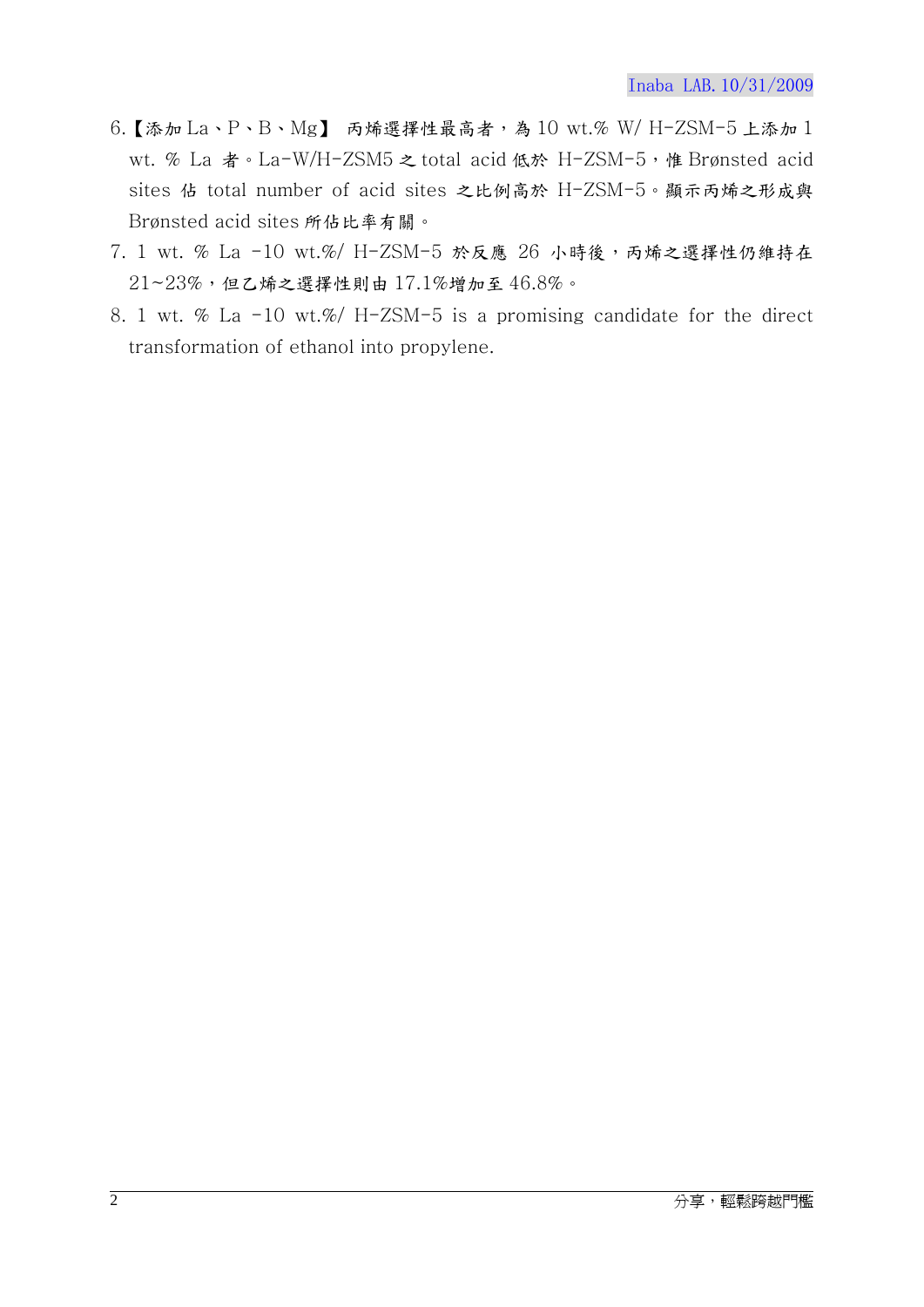6. 【添加 La、P、B、Mg】 丙烯選擇性最高者，為 10 wt.% W/ H-ZSM-5 上添加 1 wt. % La 者。La-W/H-ZSM5 之 total acid 低於 H-ZSM-5，惟 Brønsted acid sites 佔 total number of acid sites 之比例高於 H-ZSM-5。顯示丙烯之形成與 Brønsted acid sites 所佔比率有關。
7. 1 wt. % La -10 wt.%/ H-ZSM-5 於反應 26 小時後，丙烯之選擇性仍維持在 21~23%，但乙烯之選擇性則由 17.1%增加至 46.8%。
8. 1 wt. % La -10 wt.%/ H-ZSM-5 is a promising candidate for the direct transformation of ethanol into propylene.